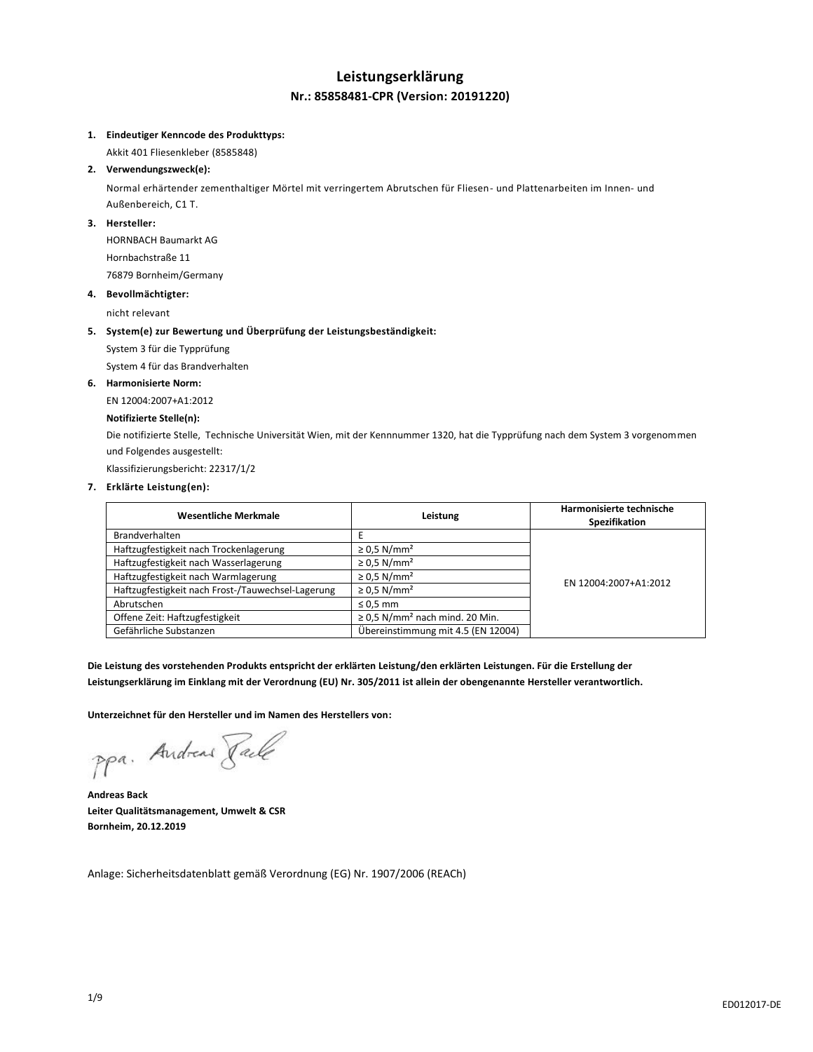# Leistungserklärung

## Nr.: 85858481-CPR (Version: 20191220)

1. **Eindeutiger Kenncode des Produkttyps:**

   Akkit 401 Fliesenkleber (8585848)

2. **Verwendungszweck(e):**

   Normal erhärtender zementhaltiger Mörtel mit verringertem Abrutschen für Fliesen- und Plattenarbeiten im Innen- und Außenbereich, C1 T.

3. **Hersteller:**

   HORNBACH Baumarkt AG
   Hornbachstraße 11
   76879 Bornheim/Germany

4. **Bevollmächtigter:**

   nicht relevant

5. **System(e) zur Bewertung und Überprüfung der Leistungsbeständigkeit:**

   System 3 für die Typprüfung
   System 4 für das Brandverhalten

6. **Harmonisierte Norm:**

   EN 12004:2007+A1:2012

   **Notifizierte Stelle(n):**

   Die notifizierte Stelle, Technische Universität Wien, mit der Kennnummer 1320, hat die Typprüfung nach dem System 3 vorgenommen und Folgendes ausgestellt:

   Klassifizierungsbericht: 22317/1/2

7. **Erklärte Leistung(en):**

| Wesentliche Merkmale | Leistung | Harmonisierte technische Spezifikation |
|---|---|---|
| Brandverhalten | E | EN 12004:2007+A1:2012 |
| Haftzugfestigkeit nach Trockenlagerung | ≥ 0,5 N/mm² | |
| Haftzugfestigkeit nach Wasserlagerung | ≥ 0,5 N/mm² | |
| Haftzugfestigkeit nach Warmlagerung | ≥ 0,5 N/mm² | |
| Haftzugfestigkeit nach Frost-/Tauwechsel-Lagerung | ≥ 0,5 N/mm² | |
| Abrutschen | ≤ 0,5 mm | |
| Offene Zeit: Haftzugfestigkeit | ≥ 0,5 N/mm² nach mind. 20 Min. | |
| Gefährliche Substanzen | Übereinstimmung mit 4.5 (EN 12004) | |

**Die Leistung des vorstehenden Produkts entspricht der erklärten Leistung/den erklärten Leistungen. Für die Erstellung der Leistungserklärung im Einklang mit der Verordnung (EU) Nr. 305/2011 ist allein der obengenannte Hersteller verantwortlich.**

**Unterzeichnet für den Hersteller und im Namen des Herstellers von:**

ppa. Andreas Back

**Andreas Back**
**Leiter Qualitätsmanagement, Umwelt & CSR**
**Bornheim, 20.12.2019**

Anlage: Sicherheitsdatenblatt gemäß Verordnung (EG) Nr. 1907/2006 (REACh)

ED012017-DE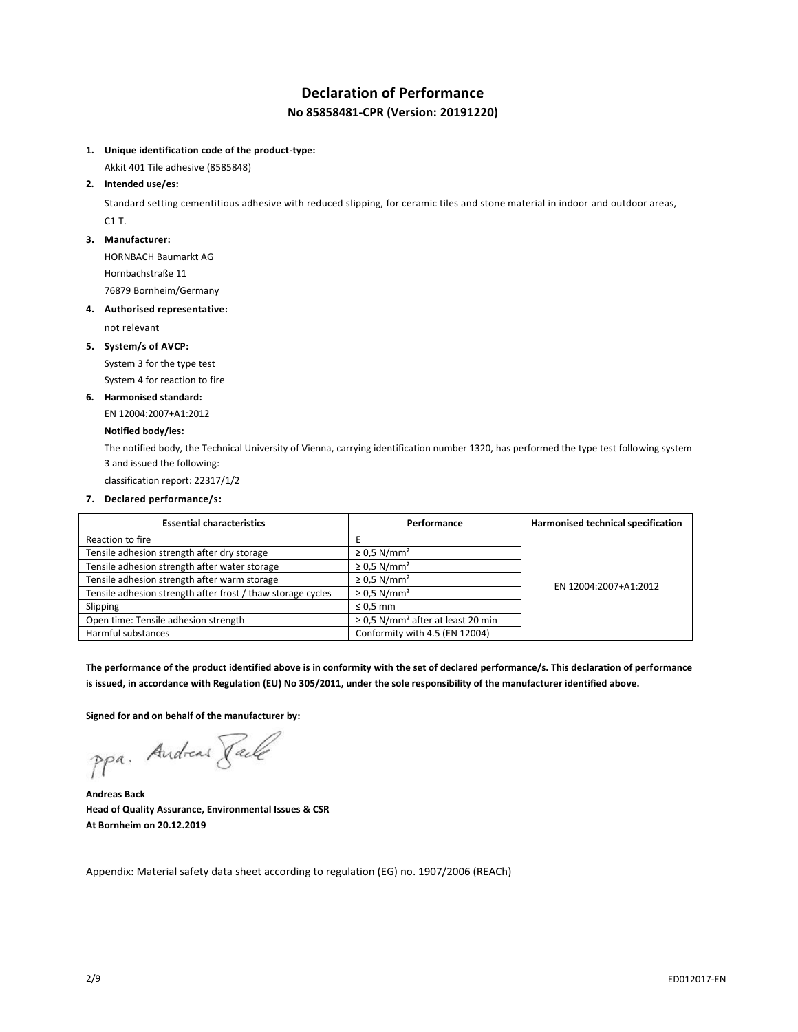# Declaration of Performance

## No 85858481-CPR (Version: 20191220)

1. **Unique identification code of the product-type:**

   Akkit 401 Tile adhesive (8585848)

2. **Intended use/es:**

   Standard setting cementitious adhesive with reduced slipping, for ceramic tiles and stone material in indoor and outdoor areas, C1 T.

3. **Manufacturer:**

   HORNBACH Baumarkt AG
   Hornbachstraße 11
   76879 Bornheim/Germany

4. **Authorised representative:**

   not relevant

5. **System/s of AVCP:**

   System 3 for the type test
   System 4 for reaction to fire

6. **Harmonised standard:**

   EN 12004:2007+A1:2012

   **Notified body/ies:**

   The notified body, the Technical University of Vienna, carrying identification number 1320, has performed the type test following system 3 and issued the following:

   classification report: 22317/1/2

7. **Declared performance/s:**

| Essential characteristics | Performance | Harmonised technical specification |
|---|---|---|
| Reaction to fire | E | EN 12004:2007+A1:2012 |
| Tensile adhesion strength after dry storage | ≥ 0,5 N/mm² | |
| Tensile adhesion strength after water storage | ≥ 0,5 N/mm² | |
| Tensile adhesion strength after warm storage | ≥ 0,5 N/mm² | |
| Tensile adhesion strength after frost / thaw storage cycles | ≥ 0,5 N/mm² | |
| Slipping | ≤ 0,5 mm | |
| Open time: Tensile adhesion strength | ≥ 0,5 N/mm² after at least 20 min | |
| Harmful substances | Conformity with 4.5 (EN 12004) | |

**The performance of the product identified above is in conformity with the set of declared performance/s. This declaration of performance is issued, in accordance with Regulation (EU) No 305/2011, under the sole responsibility of the manufacturer identified above.**

**Signed for and on behalf of the manufacturer by:**

ppa. Andreas Back

**Andreas Back**
**Head of Quality Assurance, Environmental Issues & CSR**
**At Bornheim on 20.12.2019**

Appendix: Material safety data sheet according to regulation (EG) no. 1907/2006 (REACh)

ED012017-EN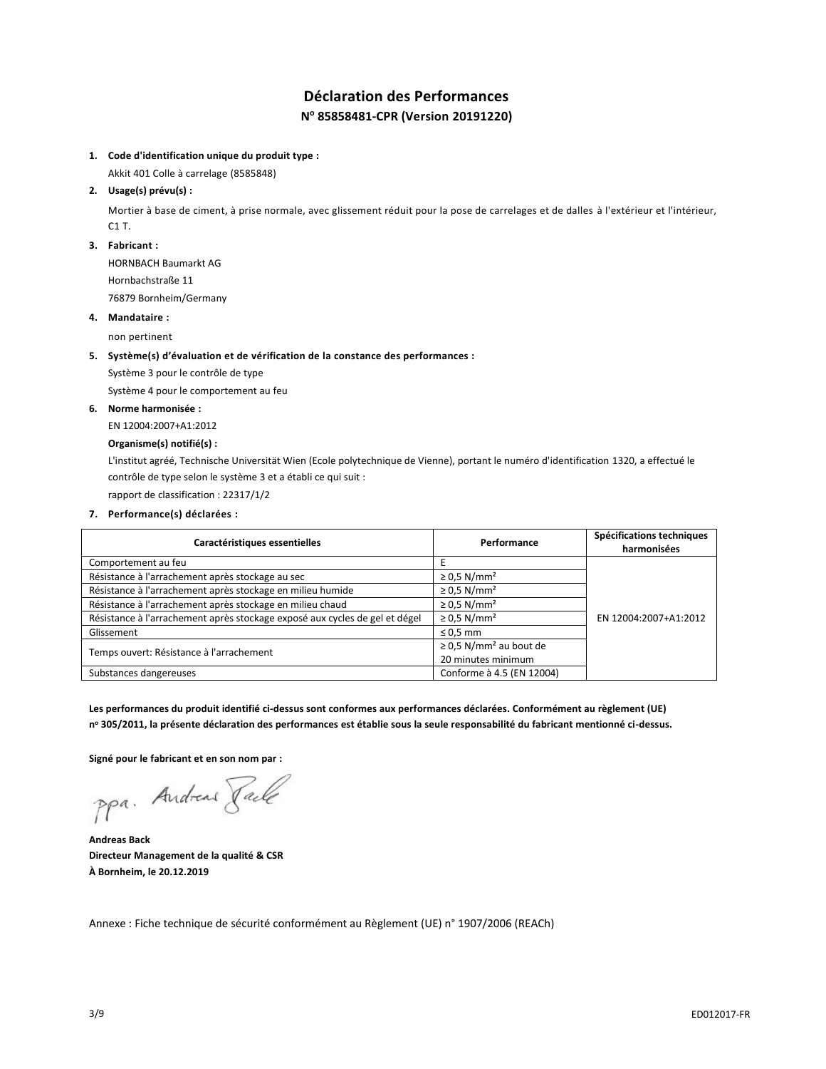# Déclaration des Performances

## N° 85858481-CPR (Version 20191220)

1. **Code d'identification unique du produit type :**

   Akkit 401 Colle à carrelage (8585848)

2. **Usage(s) prévu(s) :**

   Mortier à base de ciment, à prise normale, avec glissement réduit pour la pose de carrelages et de dalles à l'extérieur et l'intérieur, C1 T.

3. **Fabricant :**

   HORNBACH Baumarkt AG
   Hornbachstraße 11
   76879 Bornheim/Germany

4. **Mandataire :**

   non pertinent

5. **Système(s) d'évaluation et de vérification de la constance des performances :**

   Système 3 pour le contrôle de type
   Système 4 pour le comportement au feu

6. **Norme harmonisée :**

   EN 12004:2007+A1:2012

   **Organisme(s) notifié(s) :**

   L'institut agréé, Technische Universität Wien (Ecole polytechnique de Vienne), portant le numéro d'identification 1320, a effectué le contrôle de type selon le système 3 et a établi ce qui suit :
   rapport de classification : 22317/1/2

7. **Performance(s) déclarées :**

| Caractéristiques essentielles | Performance | Spécifications techniques harmonisées |
|---|---|---|
| Comportement au feu | E | EN 12004:2007+A1:2012 |
| Résistance à l'arrachement après stockage au sec | ≥ 0,5 N/mm² | |
| Résistance à l'arrachement après stockage en milieu humide | ≥ 0,5 N/mm² | |
| Résistance à l'arrachement après stockage en milieu chaud | ≥ 0,5 N/mm² | |
| Résistance à l'arrachement après stockage exposé aux cycles de gel et dégel | ≥ 0,5 N/mm² | |
| Glissement | ≤ 0,5 mm | |
| Temps ouvert: Résistance à l'arrachement | ≥ 0,5 N/mm² au bout de 20 minutes minimum | |
| Substances dangereuses | Conforme à 4.5 (EN 12004) | |

**Les performances du produit identifié ci-dessus sont conformes aux performances déclarées. Conformément au règlement (UE) n° 305/2011, la présente déclaration des performances est établie sous la seule responsabilité du fabricant mentionné ci-dessus.**

**Signé pour le fabricant et en son nom par :**

ppa. Andreas Back

**Andreas Back**
**Directeur Management de la qualité & CSR**
**À Bornheim, le 20.12.2019**

Annexe : Fiche technique de sécurité conformément au Règlement (UE) n° 1907/2006 (REACh)

ED012017-FR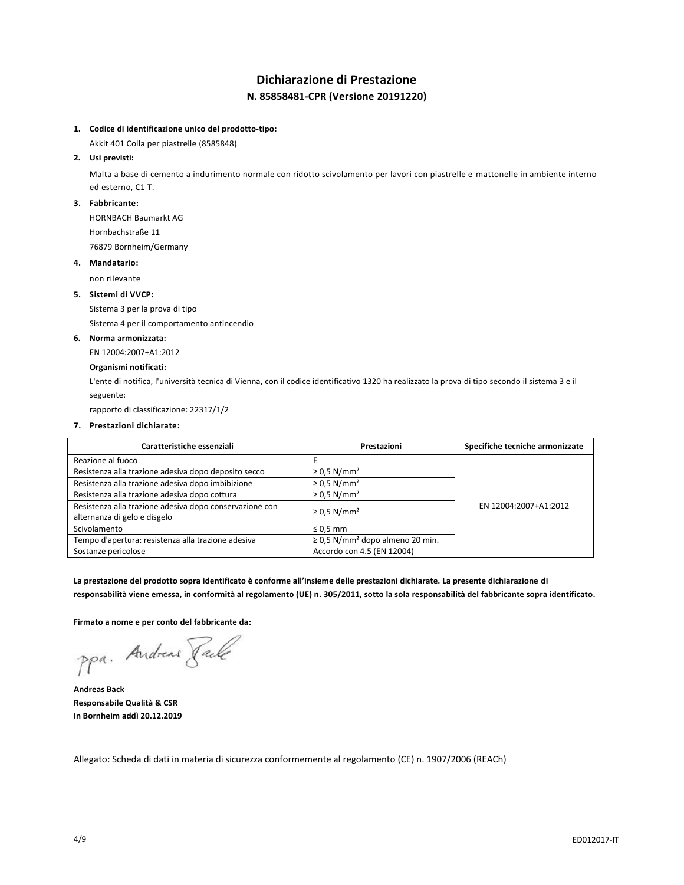# Dichiarazione di Prestazione

## N. 85858481-CPR (Versione 20191220)

1. **Codice di identificazione unico del prodotto-tipo:**

   Akkit 401 Colla per piastrelle (8585848)

2. **Usi previsti:**

   Malta a base di cemento a indurimento normale con ridotto scivolamento per lavori con piastrelle e mattonelle in ambiente interno ed esterno, C1 T.

3. **Fabbricante:**

   HORNBACH Baumarkt AG

   Hornbachstraße 11

   76879 Bornheim/Germany

4. **Mandatario:**

   non rilevante

5. **Sistemi di VVCP:**

   Sistema 3 per la prova di tipo

   Sistema 4 per il comportamento antincendio

6. **Norma armonizzata:**

   EN 12004:2007+A1:2012

   **Organismi notificati:**

   L'ente di notifica, l'università tecnica di Vienna, con il codice identificativo 1320 ha realizzato la prova di tipo secondo il sistema 3 e il seguente:

   rapporto di classificazione: 22317/1/2

7. **Prestazioni dichiarate:**

| Caratteristiche essenziali | Prestazioni | Specifiche tecniche armonizzate |
|---|---|---|
| Reazione al fuoco | E | EN 12004:2007+A1:2012 |
| Resistenza alla trazione adesiva dopo deposito secco | ≥ 0,5 N/mm² | |
| Resistenza alla trazione adesiva dopo imbibizione | ≥ 0,5 N/mm² | |
| Resistenza alla trazione adesiva dopo cottura | ≥ 0,5 N/mm² | |
| Resistenza alla trazione adesiva dopo conservazione con alternanza di gelo e disgelo | ≥ 0,5 N/mm² | |
| Scivolamento | ≤ 0,5 mm | |
| Tempo d'apertura: resistenza alla trazione adesiva | ≥ 0,5 N/mm² dopo almeno 20 min. | |
| Sostanze pericolose | Accordo con 4.5 (EN 12004) | |

**La prestazione del prodotto sopra identificato è conforme all'insieme delle prestazioni dichiarate. La presente dichiarazione di responsabilità viene emessa, in conformità al regolamento (UE) n. 305/2011, sotto la sola responsabilità del fabbricante sopra identificato.**

**Firmato a nome e per conto del fabbricante da:**

ppa. Andreas Back

**Andreas Back**
**Responsabile Qualità & CSR**
**In Bornheim addì 20.12.2019**

Allegato: Scheda di dati in materia di sicurezza conformemente al regolamento (CE) n. 1907/2006 (REACh)

ED012017-IT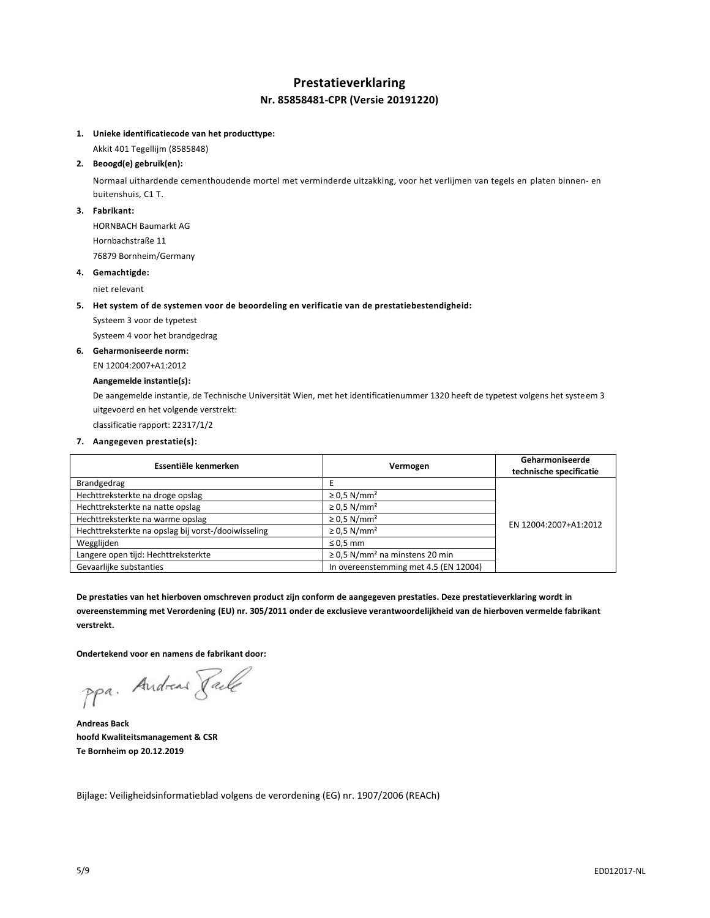# Prestatieverklaring

## Nr. 85858481-CPR (Versie 20191220)

1. **Unieke identificatiecode van het producttype:**

   Akkit 401 Tegellijm (8585848)

2. **Beoogd(e) gebruik(en):**

   Normaal uithardende cementhoudende mortel met verminderde uitzakking, voor het verlijmen van tegels en platen binnen- en buitenshuis, C1 T.

3. **Fabrikant:**

   HORNBACH Baumarkt AG
   Hornbachstraße 11
   76879 Bornheim/Germany

4. **Gemachtigde:**

   niet relevant

5. **Het system of de systemen voor de beoordeling en verificatie van de prestatiebestendigheid:**

   Systeem 3 voor de typetest
   Systeem 4 voor het brandgedrag

6. **Geharmoniseerde norm:**

   EN 12004:2007+A1:2012

   **Aangemelde instantie(s):**

   De aangemelde instantie, de Technische Universität Wien, met het identificatienummer 1320 heeft de typetest volgens het systeem 3 uitgevoerd en het volgende verstrekt:
   classificatie rapport: 22317/1/2

7. **Aangegeven prestatie(s):**

| Essentiële kenmerken | Vermogen | Geharmoniseerde technische specificatie |
|---|---|---|
| Brandgedrag | E | EN 12004:2007+A1:2012 |
| Hechttreksterkte na droge opslag | ≥ 0,5 N/mm² | |
| Hechttreksterkte na natte opslag | ≥ 0,5 N/mm² | |
| Hechttreksterkte na warme opslag | ≥ 0,5 N/mm² | |
| Hechttreksterkte na opslag bij vorst-/dooiwisseling | ≥ 0,5 N/mm² | |
| Wegglijden | ≤ 0,5 mm | |
| Langere open tijd: Hechttreksterkte | ≥ 0,5 N/mm² na minstens 20 min | |
| Gevaarlijke substanties | In overeenstemming met 4.5 (EN 12004) | |

**De prestaties van het hierboven omschreven product zijn conform de aangegeven prestaties. Deze prestatieverklaring wordt in overeenstemming met Verordening (EU) nr. 305/2011 onder de exclusieve verantwoordelijkheid van de hierboven vermelde fabrikant verstrekt.**

**Ondertekend voor en namens de fabrikant door:**

ppa. Andreas Back

**Andreas Back**
**hoofd Kwaliteitsmanagement & CSR**
**Te Bornheim op 20.12.2019**

Bijlage: Veiligheidsinformatieblad volgens de verordening (EG) nr. 1907/2006 (REACh)

ED012017-NL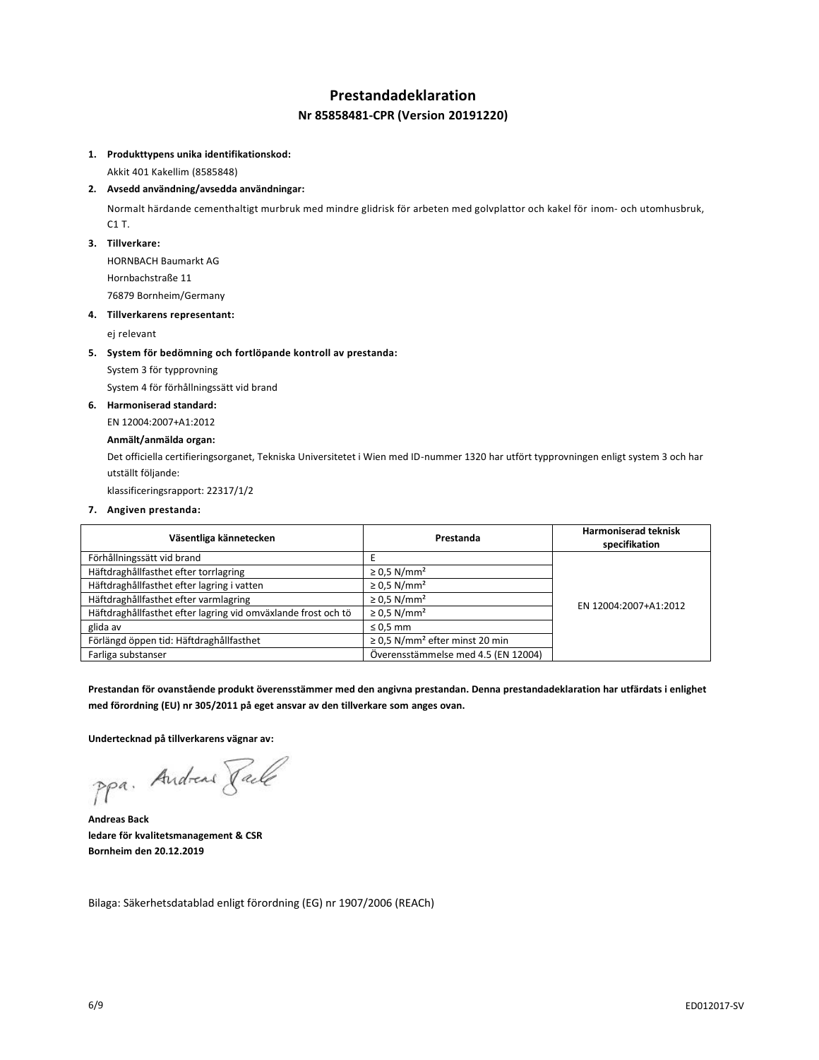# Prestandadeklaration

## Nr 85858481-CPR (Version 20191220)

1. **Produkttypens unika identifikationskod:**

   Akkit 401 Kakellim (8585848)

2. **Avsedd användning/avsedda användningar:**

   Normalt härdande cementhaltigt murbruk med mindre glidrisk för arbeten med golvplattor och kakel för inom- och utomhusbruk, C1 T.

3. **Tillverkare:**

   HORNBACH Baumarkt AG

   Hornbachstraße 11

   76879 Bornheim/Germany

4. **Tillverkarens representant:**

   ej relevant

5. **System för bedömning och fortlöpande kontroll av prestanda:**

   System 3 för typprovning

   System 4 för förhållningssätt vid brand

6. **Harmoniserad standard:**

   EN 12004:2007+A1:2012

   **Anmält/anmälda organ:**

   Det officiella certifieringsorganet, Tekniska Universitetet i Wien med ID-nummer 1320 har utfört typprovningen enligt system 3 och har utställt följande:

   klassificeringsrapport: 22317/1/2

7. **Angiven prestanda:**

| Väsentliga kännetecken | Prestanda | Harmoniserad teknisk specifikation |
|---|---|---|
| Förhållningssätt vid brand | E | EN 12004:2007+A1:2012 |
| Häftdraghållfasthet efter torrlagring | ≥ 0,5 N/mm² | |
| Häftdraghållfasthet efter lagring i vatten | ≥ 0,5 N/mm² | |
| Häftdraghållfasthet efter varmlagring | ≥ 0,5 N/mm² | |
| Häftdraghållfasthet efter lagring vid omväxlande frost och tö | ≥ 0,5 N/mm² | |
| glida av | ≤ 0,5 mm | |
| Förlängd öppen tid: Häftdraghållfasthet | ≥ 0,5 N/mm² efter minst 20 min | |
| Farliga substanser | Överensstämmelse med 4.5 (EN 12004) | |

**Prestandan för ovanstående produkt överensstämmer med den angivna prestandan. Denna prestandadeklaration har utfärdats i enlighet med förordning (EU) nr 305/2011 på eget ansvar av den tillverkare som anges ovan.**

**Undertecknad på tillverkarens vägnar av:**

ppa. Andreas Back

**Andreas Back**
**ledare för kvalitetsmanagement & CSR**
**Bornheim den 20.12.2019**

Bilaga: Säkerhetsdatablad enligt förordning (EG) nr 1907/2006 (REACh)

ED012017-SV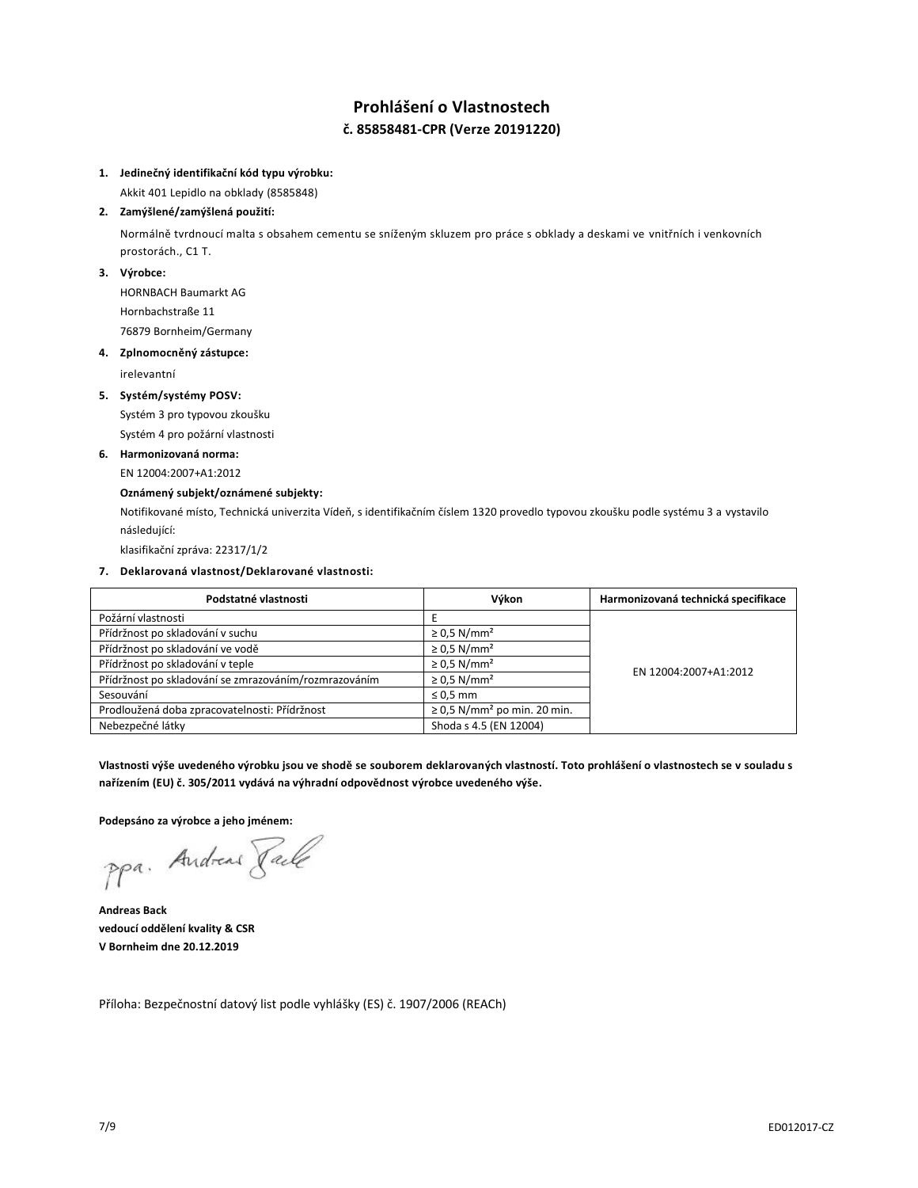# Prohlášení o Vlastnostech

## č. 85858481-CPR (Verze 20191220)

1. **Jedinečný identifikační kód typu výrobku:**

   Akkit 401 Lepidlo na obklady (8585848)

2. **Zamýšlené/zamýšlená použití:**

   Normálně tvrdnoucí malta s obsahem cementu se sníženým skluzem pro práce s obklady a deskami ve vnitřních i venkovních prostorách., C1 T.

3. **Výrobce:**

   HORNBACH Baumarkt AG

   Hornbachstraße 11

   76879 Bornheim/Germany

4. **Zplnomocněný zástupce:**

   irelevantní

5. **Systém/systémy POSV:**

   Systém 3 pro typovou zkoušku

   Systém 4 pro požární vlastnosti

6. **Harmonizovaná norma:**

   EN 12004:2007+A1:2012

   **Oznámený subjekt/oznámené subjekty:**

   Notifikované místo, Technická univerzita Vídeň, s identifikačním číslem 1320 provedlo typovou zkoušku podle systému 3 a vystavilo následující:

   klasifikační zpráva: 22317/1/2

7. **Deklarovaná vlastnost/Deklarované vlastnosti:**

| Podstatné vlastnosti | Výkon | Harmonizovaná technická specifikace |
|---|---|---|
| Požární vlastnosti | E | EN 12004:2007+A1:2012 |
| Přídržnost po skladování v suchu | ≥ 0,5 N/mm² | |
| Přídržnost po skladování ve vodě | ≥ 0,5 N/mm² | |
| Přídržnost po skladování v teple | ≥ 0,5 N/mm² | |
| Přídržnost po skladování se zmrazováním/rozmrazováním | ≥ 0,5 N/mm² | |
| Sesouvání | ≤ 0,5 mm | |
| Prodloužená doba zpracovatelnosti: Přídržnost | ≥ 0,5 N/mm² po min. 20 min. | |
| Nebezpečné látky | Shoda s 4.5 (EN 12004) | |

**Vlastnosti výše uvedeného výrobku jsou ve shodě se souborem deklarovaných vlastností. Toto prohlášení o vlastnostech se v souladu s nařízením (EU) č. 305/2011 vydává na výhradní odpovědnost výrobce uvedeného výše.**

**Podepsáno za výrobce a jeho jménem:**

ppa. Andreas Back

**Andreas Back**
**vedoucí oddělení kvality & CSR**
**V Bornheim dne 20.12.2019**

Příloha: Bezpečnostní datový list podle vyhlášky (ES) č. 1907/2006 (REACh)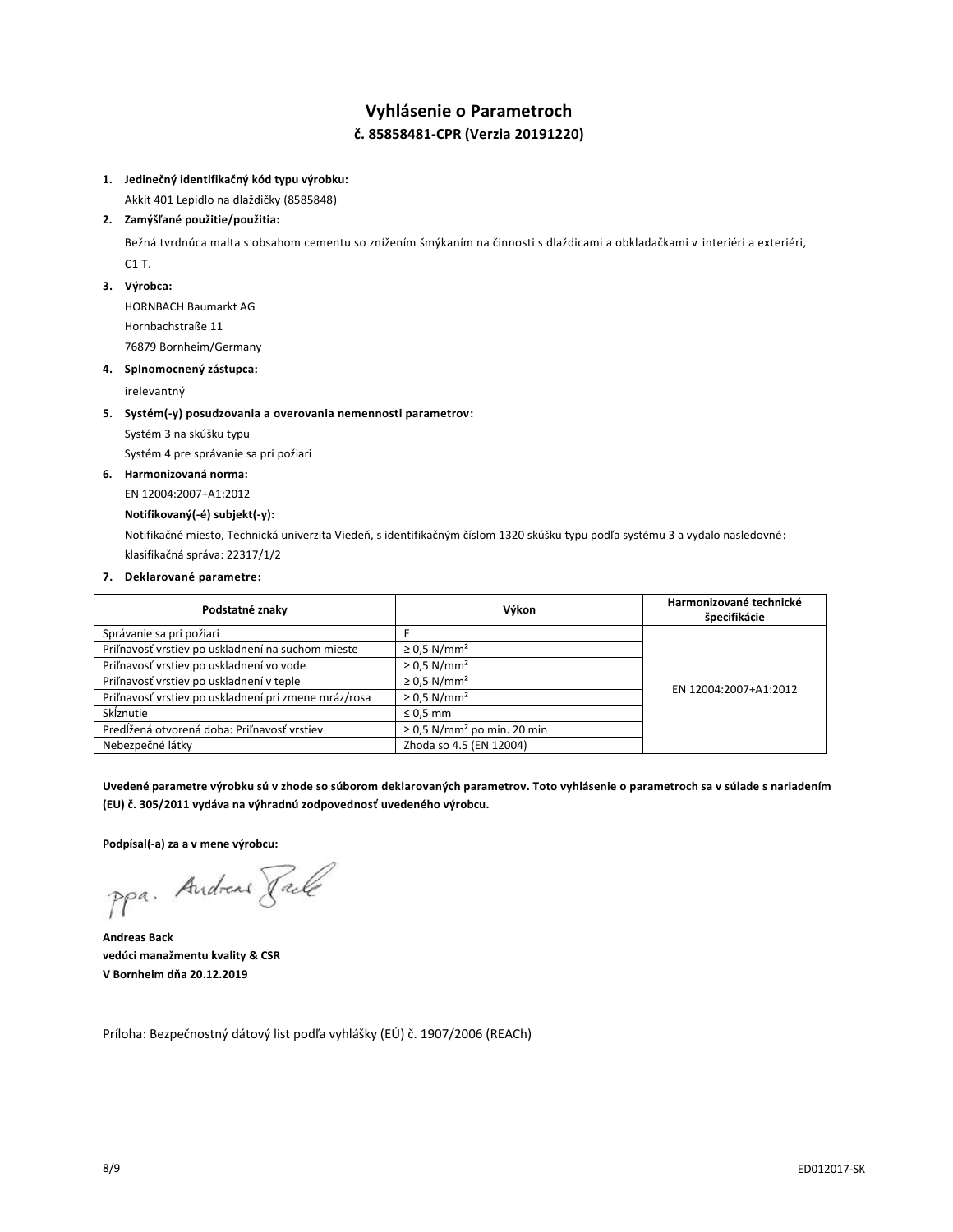# Vyhlásenie o Parametroch

## č. 85858481-CPR (Verzia 20191220)

1. **Jedinečný identifikačný kód typu výrobku:**

   Akkit 401 Lepidlo na dlaždičky (8585848)

2. **Zamýšľané použitie/použitia:**

   Bežná tvrdnúca malta s obsahom cementu so znížením šmýkaním na činnosti s dlaždicami a obkladačkami v interiéri a exteriéri, C1 T.

3. **Výrobca:**

   HORNBACH Baumarkt AG
   Hornbachstraße 11
   76879 Bornheim/Germany

4. **Splnomocnený zástupca:**

   irelevantný

5. **Systém(-y) posudzovania a overovania nemennosti parametrov:**

   Systém 3 na skúšku typu
   Systém 4 pre správanie sa pri požiari

6. **Harmonizovaná norma:**

   EN 12004:2007+A1:2012

   **Notifikovaný(-é) subjekt(-y):**

   Notifikačné miesto, Technická univerzita Viedeň, s identifikačným číslom 1320 skúšku typu podľa systému 3 a vydalo nasledovné: klasifikačná správa: 22317/1/2

7. **Deklarované parametre:**

| Podstatné znaky | Výkon | Harmonizované technické špecifikácie |
|---|---|---|
| Správanie sa pri požiari | E | EN 12004:2007+A1:2012 |
| Priľnavosť vrstiev po uskladnení na suchom mieste | ≥ 0,5 N/mm² | |
| Priľnavosť vrstiev po uskladnení vo vode | ≥ 0,5 N/mm² | |
| Priľnavosť vrstiev po uskladnení v teple | ≥ 0,5 N/mm² | |
| Priľnavosť vrstiev po uskladnení pri zmene mráz/rosa | ≥ 0,5 N/mm² | |
| Sklznutie | ≤ 0,5 mm | |
| Predĺžená otvorená doba: Priľnavosť vrstiev | ≥ 0,5 N/mm² po min. 20 min | |
| Nebezpečné látky | Zhoda so 4.5 (EN 12004) | |

**Uvedené parametre výrobku sú v zhode so súborom deklarovaných parametrov. Toto vyhlásenie o parametroch sa v súlade s nariadením (EU) č. 305/2011 vydáva na výhradnú zodpovednosť uvedeného výrobcu.**

**Podpísal(-a) za a v mene výrobcu:**

ppa. Andreas Back

**Andreas Back**
**vedúci manažmentu kvality & CSR**
**V Bornheim dňa 20.12.2019**

Príloha: Bezpečnostný dátový list podľa vyhlášky (EÚ) č. 1907/2006 (REACh)

ED012017-SK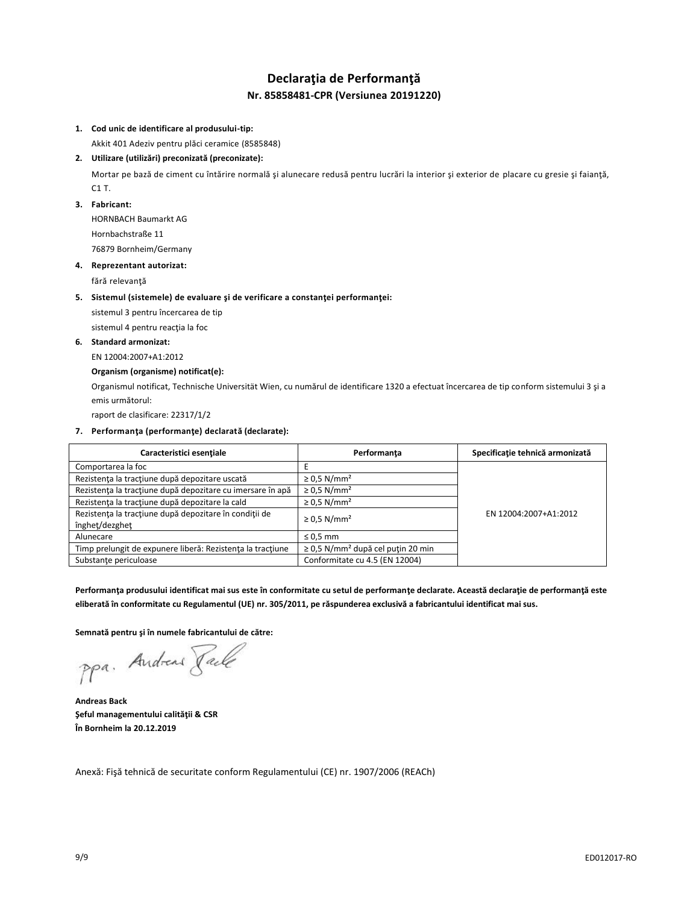# Declaraţia de Performanţă

## Nr. 85858481-CPR (Versiunea 20191220)

1. **Cod unic de identificare al produsului-tip:**

   Akkit 401 Adeziv pentru plăci ceramice (8585848)

2. **Utilizare (utilizări) preconizată (preconizate):**

   Mortar pe bază de ciment cu întărire normală şi alunecare redusă pentru lucrări la interior şi exterior de placare cu gresie şi faianţă, C1 T.

3. **Fabricant:**

   HORNBACH Baumarkt AG

   Hornbachstraße 11

   76879 Bornheim/Germany

4. **Reprezentant autorizat:**

   fără relevanţă

5. **Sistemul (sistemele) de evaluare şi de verificare a constanţei performanţei:**

   sistemul 3 pentru încercarea de tip

   sistemul 4 pentru reacţia la foc

6. **Standard armonizat:**

   EN 12004:2007+A1:2012

   **Organism (organisme) notificat(e):**

   Organismul notificat, Technische Universität Wien, cu numărul de identificare 1320 a efectuat încercarea de tip conform sistemului 3 şi a emis următorul:

   raport de clasificare: 22317/1/2

7. **Performanţa (performanţe) declarată (declarate):**

| Caracteristici esenţiale | Performanţa | Specificaţie tehnică armonizată |
|---|---|---|
| Comportarea la foc | E | EN 12004:2007+A1:2012 |
| Rezistenţa la tracţiune după depozitare uscată | ≥ 0,5 N/mm² | |
| Rezistenţa la tracţiune după depozitare cu imersare în apă | ≥ 0,5 N/mm² | |
| Rezistenţa la tracţiune după depozitare la cald | ≥ 0,5 N/mm² | |
| Rezistenţa la tracţiune după depozitare în condiţii de îngheţ/dezgheţ | ≥ 0,5 N/mm² | |
| Alunecare | ≤ 0,5 mm | |
| Timp prelungit de expunere liberă: Rezistenţa la tracţiune | ≥ 0,5 N/mm² după cel puţin 20 min | |
| Substanţe periculoase | Conformitate cu 4.5 (EN 12004) | |

**Performanţa produsului identificat mai sus este în conformitate cu setul de performanţe declarate. Această declaraţie de performanţă este eliberată în conformitate cu Regulamentul (UE) nr. 305/2011, pe răspunderea exclusivă a fabricantului identificat mai sus.**

**Semnată pentru şi în numele fabricantului de către:**

ppa. Andreas Back

**Andreas Back**
**Şeful managementului calităţii & CSR**
**În Bornheim la 20.12.2019**

Anexă: Fişă tehnică de securitate conform Regulamentului (CE) nr. 1907/2006 (REACh)

ED012017-RO